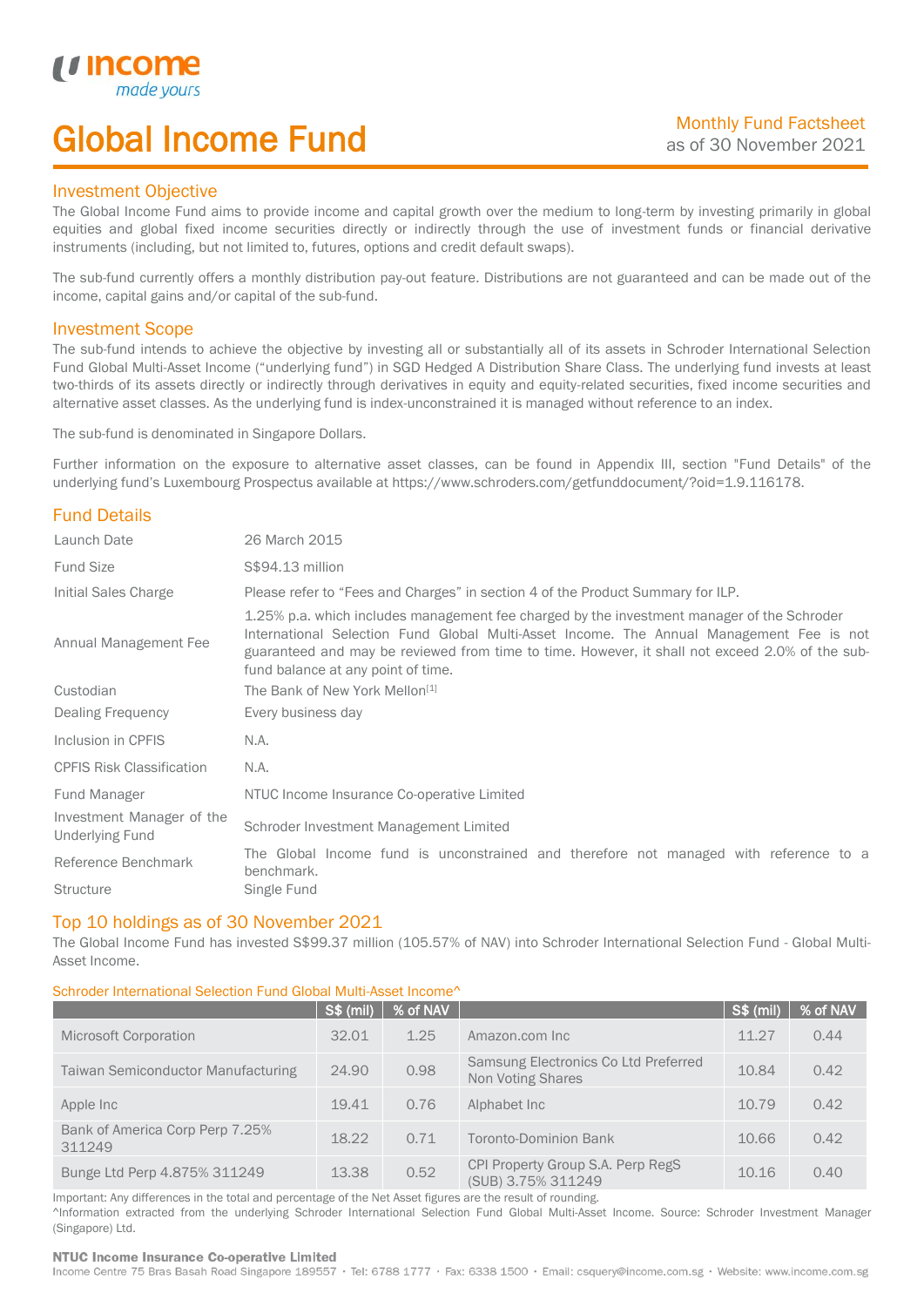# Global Income Fund

Monthly Fund Factsheet
as of 30 November 2021

## Investment Objective

The Global Income Fund aims to provide income and capital growth over the medium to long-term by investing primarily in global equities and global fixed income securities directly or indirectly through the use of investment funds or financial derivative instruments (including, but not limited to, futures, options and credit default swaps).

The sub-fund currently offers a monthly distribution pay-out feature. Distributions are not guaranteed and can be made out of the income, capital gains and/or capital of the sub-fund.

## Investment Scope

The sub-fund intends to achieve the objective by investing all or substantially all of its assets in Schroder International Selection Fund Global Multi-Asset Income ("underlying fund") in SGD Hedged A Distribution Share Class. The underlying fund invests at least two-thirds of its assets directly or indirectly through derivatives in equity and equity-related securities, fixed income securities and alternative asset classes. As the underlying fund is index-unconstrained it is managed without reference to an index.

The sub-fund is denominated in Singapore Dollars.

Further information on the exposure to alternative asset classes, can be found in Appendix III, section "Fund Details" of the underlying fund's Luxembourg Prospectus available at https://www.schroders.com/getfunddocument/?oid=1.9.116178.

## Fund Details

| | |
|---|---|
| Launch Date | 26 March 2015 |
| Fund Size | S$94.13 million |
| Initial Sales Charge | Please refer to "Fees and Charges" in section 4 of the Product Summary for ILP. |
| Annual Management Fee | 1.25% p.a. which includes management fee charged by the investment manager of the Schroder International Selection Fund Global Multi-Asset Income. The Annual Management Fee is not guaranteed and may be reviewed from time to time. However, it shall not exceed 2.0% of the sub-fund balance at any point of time. |
| Custodian | The Bank of New York Mellon[1] |
| Dealing Frequency | Every business day |
| Inclusion in CPFIS | N.A. |
| CPFIS Risk Classification | N.A. |
| Fund Manager | NTUC Income Insurance Co-operative Limited |
| Investment Manager of the Underlying Fund | Schroder Investment Management Limited |
| Reference Benchmark | The Global Income fund is unconstrained and therefore not managed with reference to a benchmark. |
| Structure | Single Fund |

## Top 10 holdings as of 30 November 2021

The Global Income Fund has invested S$99.37 million (105.57% of NAV) into Schroder International Selection Fund - Global Multi-Asset Income.

Schroder International Selection Fund Global Multi-Asset Income^

| | S$ (mil) | % of NAV | | S$ (mil) | % of NAV |
|---|---|---|---|---|---|
| Microsoft Corporation | 32.01 | 1.25 | Amazon.com Inc | 11.27 | 0.44 |
| Taiwan Semiconductor Manufacturing | 24.90 | 0.98 | Samsung Electronics Co Ltd Preferred Non Voting Shares | 10.84 | 0.42 |
| Apple Inc | 19.41 | 0.76 | Alphabet Inc | 10.79 | 0.42 |
| Bank of America Corp Perp 7.25% 311249 | 18.22 | 0.71 | Toronto-Dominion Bank | 10.66 | 0.42 |
| Bunge Ltd Perp 4.875% 311249 | 13.38 | 0.52 | CPI Property Group S.A. Perp RegS (SUB) 3.75% 311249 | 10.16 | 0.40 |

Important: Any differences in the total and percentage of the Net Asset figures are the result of rounding.
^Information extracted from the underlying Schroder International Selection Fund Global Multi-Asset Income. Source: Schroder Investment Manager (Singapore) Ltd.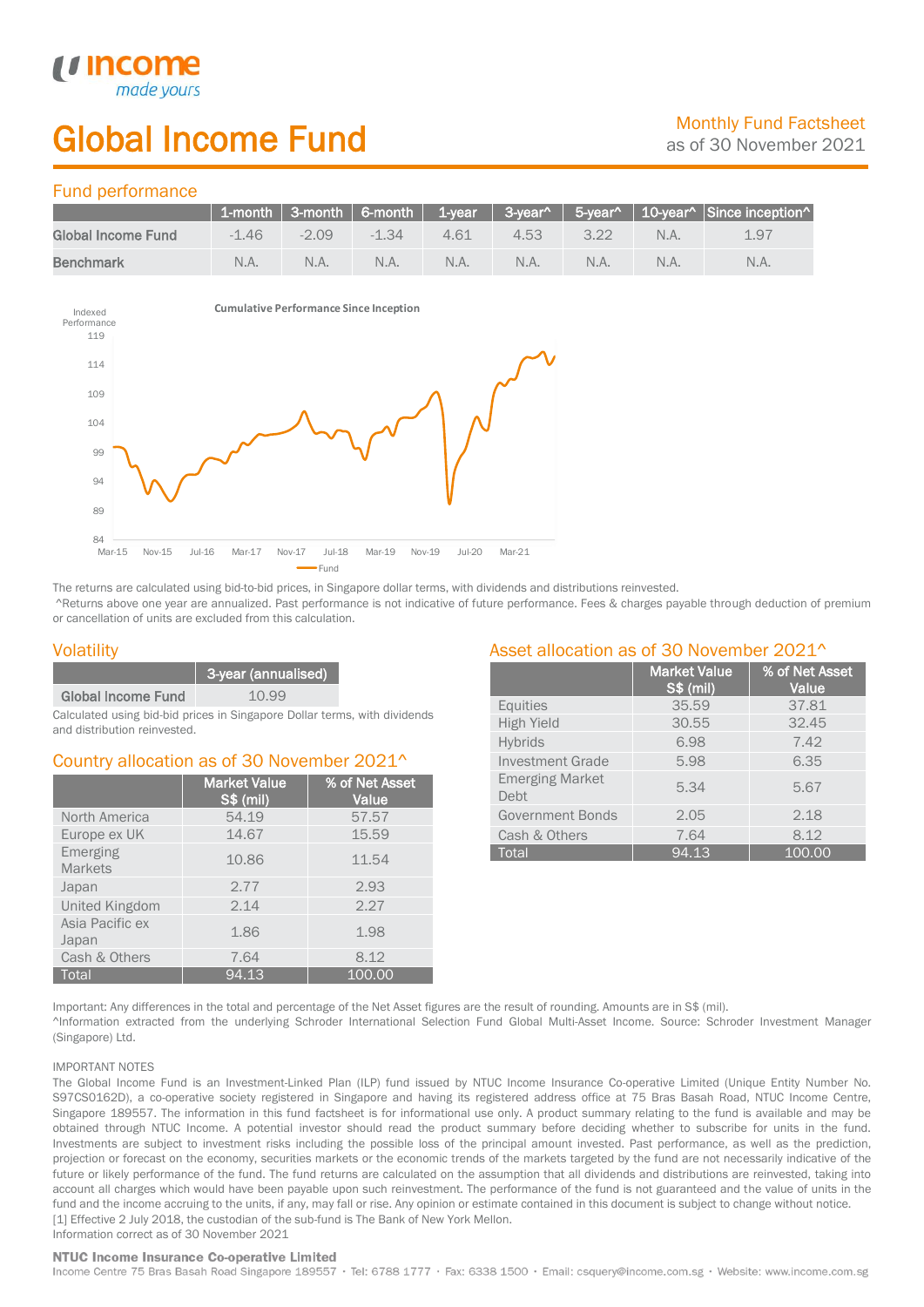# Global Income Fund

Monthly Fund Factsheet
as of 30 November 2021

## Fund performance

| | 1-month | 3-month | 6-month | 1-year | 3-year^ | 5-year^ | 10-year^ | Since inception^ |
|---|---|---|---|---|---|---|---|---|
| Global Income Fund | -1.46 | -2.09 | -1.34 | 4.61 | 4.53 | 3.22 | N.A. | 1.97 |
| Benchmark | N.A. | N.A. | N.A. | N.A. | N.A. | N.A. | N.A. | N.A. |

Cumulative Performance Since Inception

Indexed Performance

119
114
109
104
99
94
89
84

Mar-15 Nov-15 Jul-16 Mar-17 Nov-17 Jul-18 Mar-19 Nov-19 Jul-20 Mar-21

Fund

The returns are calculated using bid-to-bid prices, in Singapore dollar terms, with dividends and distributions reinvested.
^Returns above one year are annualized. Past performance is not indicative of future performance. Fees & charges payable through deduction of premium or cancellation of units are excluded from this calculation.

## Volatility

| | 3-year (annualised) |
|---|---|
| Global Income Fund | 10.99 |

Calculated using bid-bid prices in Singapore Dollar terms, with dividends and distribution reinvested.

## Country allocation as of 30 November 2021^

| | Market Value S$ (mil) | % of Net Asset Value |
|---|---|---|
| North America | 54.19 | 57.57 |
| Europe ex UK | 14.67 | 15.59 |
| Emerging Markets | 10.86 | 11.54 |
| Japan | 2.77 | 2.93 |
| United Kingdom | 2.14 | 2.27 |
| Asia Pacific ex Japan | 1.86 | 1.98 |
| Cash & Others | 7.64 | 8.12 |
| Total | 94.13 | 100.00 |

## Asset allocation as of 30 November 2021^

| | Market Value S$ (mil) | % of Net Asset Value |
|---|---|---|
| Equities | 35.59 | 37.81 |
| High Yield | 30.55 | 32.45 |
| Hybrids | 6.98 | 7.42 |
| Investment Grade | 5.98 | 6.35 |
| Emerging Market Debt | 5.34 | 5.67 |
| Government Bonds | 2.05 | 2.18 |
| Cash & Others | 7.64 | 8.12 |
| Total | 94.13 | 100.00 |

Important: Any differences in the total and percentage of the Net Asset figures are the result of rounding. Amounts are in S$ (mil).
^Information extracted from the underlying Schroder International Selection Fund Global Multi-Asset Income. Source: Schroder Investment Manager (Singapore) Ltd.

IMPORTANT NOTES

The Global Income Fund is an Investment-Linked Plan (ILP) fund issued by NTUC Income Insurance Co-operative Limited (Unique Entity Number No. S97CS0162D), a co-operative society registered in Singapore and having its registered address office at 75 Bras Basah Road, NTUC Income Centre, Singapore 189557. The information in this fund factsheet is for informational use only. A product summary relating to the fund is available and may be obtained through NTUC Income. A potential investor should read the product summary before deciding whether to subscribe for units in the fund. Investments are subject to investment risks including the possible loss of the principal amount invested. Past performance, as well as the prediction, projection or forecast on the economy, securities markets or the economic trends of the markets targeted by the fund are not necessarily indicative of the future or likely performance of the fund. The fund returns are calculated on the assumption that all dividends and distributions are reinvested, taking into account all charges which would have been payable upon such reinvestment. The performance of the fund is not guaranteed and the value of units in the fund and the income accruing to the units, if any, may fall or rise. Any opinion or estimate contained in this document is subject to change without notice.
[1] Effective 2 July 2018, the custodian of the sub-fund is The Bank of New York Mellon.
Information correct as of 30 November 2021

**NTUC Income Insurance Co-operative Limited**
Income Centre 75 Bras Basah Road Singapore 189557 · Tel: 6788 1777 · Fax: 6338 1500 · Email: csquery@income.com.sg · Website: www.income.com.sg